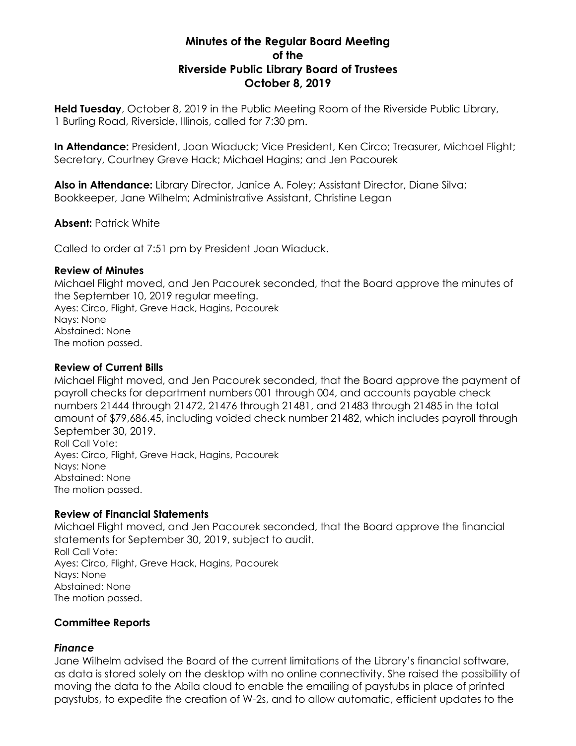# Minutes of the Regular Board Meeting of the Riverside Public Library Board of Trustees October 8, 2019

**Held Tuesday**, October 8, 2019 in the Public Meeting Room of the Riverside Public Library, 1 Burling Road, Riverside, Illinois, called for 7:30 pm.

**In Attendance:** President, Joan Wiaduck; Vice President, Ken Circo; Treasurer, Michael Flight; Secretary, Courtney Greve Hack; Michael Hagins; and Jen Pacourek

**Also in Attendance:** Library Director, Janice A. Foley; Assistant Director, Diane Silva; Bookkeeper, Jane Wilhelm; Administrative Assistant, Christine Legan

**Absent:** Patrick White

Called to order at 7:51 pm by President Joan Wiaduck.

### Review of Minutes

Michael Flight moved, and Jen Pacourek seconded, that the Board approve the minutes of the September 10, 2019 regular meeting.
Ayes: Circo, Flight, Greve Hack, Hagins, Pacourek
Nays: None
Abstained: None
The motion passed.

### Review of Current Bills

Michael Flight moved, and Jen Pacourek seconded, that the Board approve the payment of payroll checks for department numbers 001 through 004, and accounts payable check numbers 21444 through 21472, 21476 through 21481, and 21483 through 21485 in the total amount of $79,686.45, including voided check number 21482, which includes payroll through September 30, 2019.
Roll Call Vote:
Ayes: Circo, Flight, Greve Hack, Hagins, Pacourek
Nays: None
Abstained: None
The motion passed.

### Review of Financial Statements

Michael Flight moved, and Jen Pacourek seconded, that the Board approve the financial statements for September 30, 2019, subject to audit.
Roll Call Vote:
Ayes: Circo, Flight, Greve Hack, Hagins, Pacourek
Nays: None
Abstained: None
The motion passed.

### Committee Reports

#### *Finance*

Jane Wilhelm advised the Board of the current limitations of the Library's financial software, as data is stored solely on the desktop with no online connectivity. She raised the possibility of moving the data to the Abila cloud to enable the emailing of paystubs in place of printed paystubs, to expedite the creation of W-2s, and to allow automatic, efficient updates to the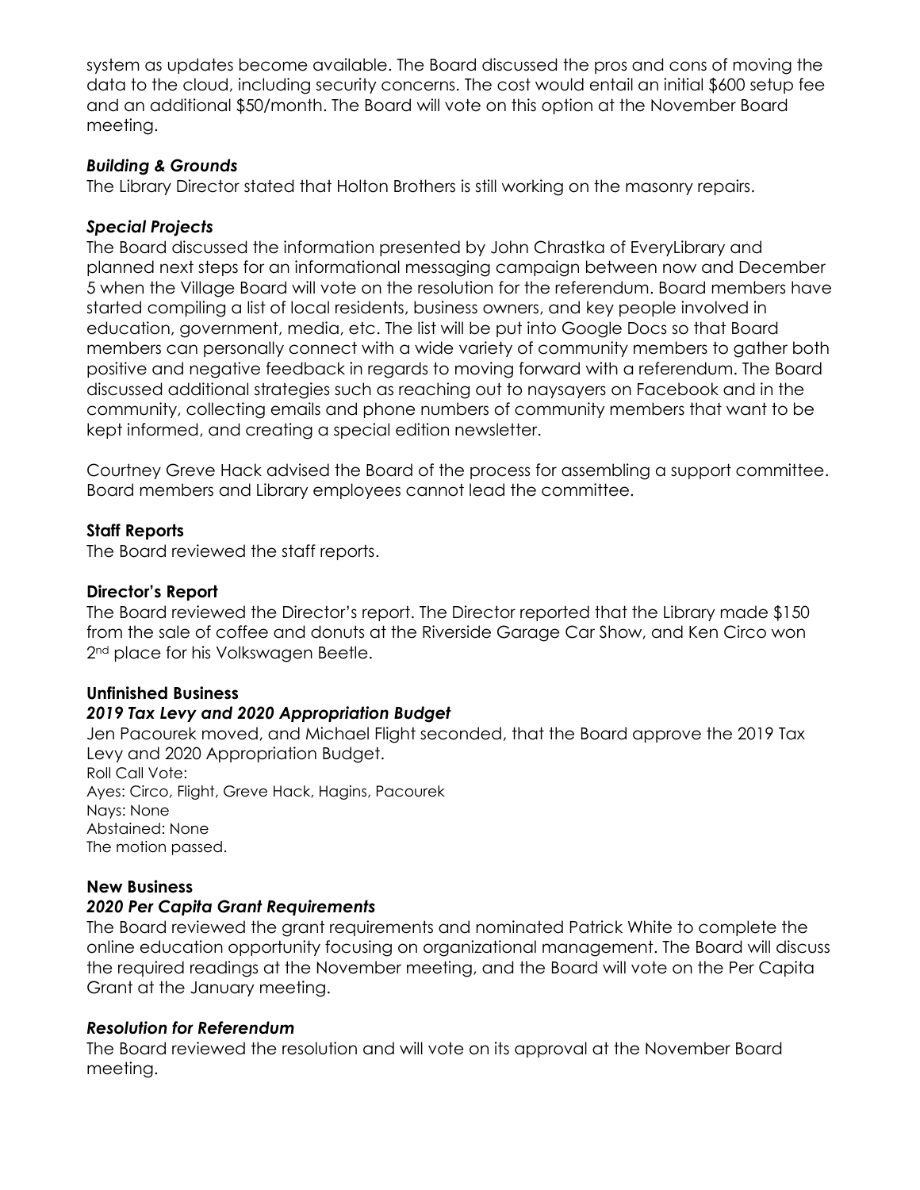system as updates become available. The Board discussed the pros and cons of moving the data to the cloud, including security concerns. The cost would entail an initial $600 setup fee and an additional $50/month. The Board will vote on this option at the November Board meeting.

### *Building & Grounds*

The Library Director stated that Holton Brothers is still working on the masonry repairs.

### *Special Projects*

The Board discussed the information presented by John Chrastka of EveryLibrary and planned next steps for an informational messaging campaign between now and December 5 when the Village Board will vote on the resolution for the referendum. Board members have started compiling a list of local residents, business owners, and key people involved in education, government, media, etc. The list will be put into Google Docs so that Board members can personally connect with a wide variety of community members to gather both positive and negative feedback in regards to moving forward with a referendum. The Board discussed additional strategies such as reaching out to naysayers on Facebook and in the community, collecting emails and phone numbers of community members that want to be kept informed, and creating a special edition newsletter.

Courtney Greve Hack advised the Board of the process for assembling a support committee. Board members and Library employees cannot lead the committee.

## Staff Reports

The Board reviewed the staff reports.

## Director's Report

The Board reviewed the Director's report. The Director reported that the Library made $150 from the sale of coffee and donuts at the Riverside Garage Car Show, and Ken Circo won 2nd place for his Volkswagen Beetle.

## Unfinished Business

### *2019 Tax Levy and 2020 Appropriation Budget*

Jen Pacourek moved, and Michael Flight seconded, that the Board approve the 2019 Tax Levy and 2020 Appropriation Budget.

Roll Call Vote:
Ayes: Circo, Flight, Greve Hack, Hagins, Pacourek
Nays: None
Abstained: None
The motion passed.

## New Business

### *2020 Per Capita Grant Requirements*

The Board reviewed the grant requirements and nominated Patrick White to complete the online education opportunity focusing on organizational management. The Board will discuss the required readings at the November meeting, and the Board will vote on the Per Capita Grant at the January meeting.

### *Resolution for Referendum*

The Board reviewed the resolution and will vote on its approval at the November Board meeting.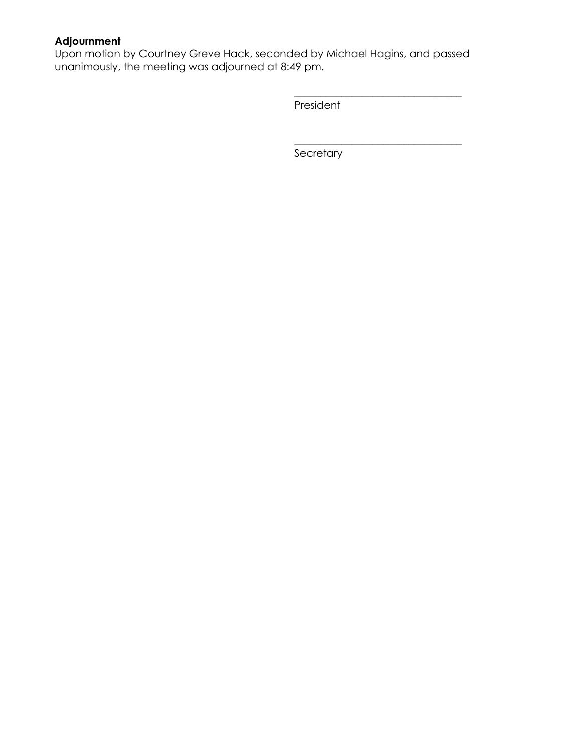**Adjournment**

Upon motion by Courtney Greve Hack, seconded by Michael Hagins, and passed unanimously, the meeting was adjourned at 8:49 pm.

_________________________________
President

_________________________________
Secretary